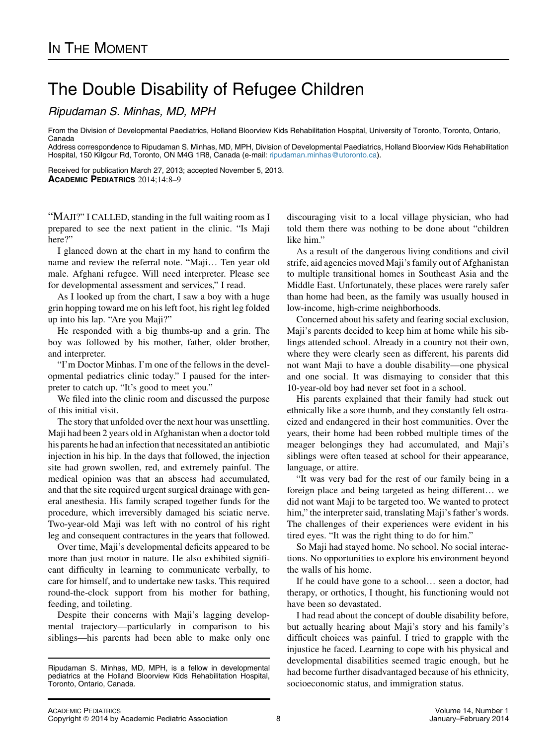# In The Moment

# The Double Disability of Refugee Children

*Ripudaman S. Minhas, MD, MPH*

From the Division of Developmental Paediatrics, Holland Bloorview Kids Rehabilitation Hospital, University of Toronto, Toronto, Ontario, Canada

Address correspondence to Ripudaman S. Minhas, MD, MPH, Division of Developmental Paediatrics, Holland Bloorview Kids Rehabilitation Hospital, 150 Kilgour Rd, Toronto, ON M4G 1R8, Canada (e-mail: ripudaman.minhas@utoronto.ca).

Received for publication March 27, 2013; accepted November 5, 2013.

**Academic Pediatrics** 2014;14:8–9

"MAJI?" I CALLED, standing in the full waiting room as I prepared to see the next patient in the clinic. "Is Maji here?"

I glanced down at the chart in my hand to confirm the name and review the referral note. "Maji… Ten year old male. Afghani refugee. Will need interpreter. Please see for developmental assessment and services," I read.

As I looked up from the chart, I saw a boy with a huge grin hopping toward me on his left foot, his right leg folded up into his lap. "Are you Maji?"

He responded with a big thumbs-up and a grin. The boy was followed by his mother, father, older brother, and interpreter.

"I'm Doctor Minhas. I'm one of the fellows in the developmental pediatrics clinic today." I paused for the interpreter to catch up. "It's good to meet you."

We filed into the clinic room and discussed the purpose of this initial visit.

The story that unfolded over the next hour was unsettling. Maji had been 2 years old in Afghanistan when a doctor told his parents he had an infection that necessitated an antibiotic injection in his hip. In the days that followed, the injection site had grown swollen, red, and extremely painful. The medical opinion was that an abscess had accumulated, and that the site required urgent surgical drainage with general anesthesia. His family scraped together funds for the procedure, which irreversibly damaged his sciatic nerve. Two-year-old Maji was left with no control of his right leg and consequent contractures in the years that followed.

Over time, Maji's developmental deficits appeared to be more than just motor in nature. He also exhibited significant difficulty in learning to communicate verbally, to care for himself, and to undertake new tasks. This required round-the-clock support from his mother for bathing, feeding, and toileting.

Despite their concerns with Maji's lagging developmental trajectory—particularly in comparison to his siblings—his parents had been able to make only one discouraging visit to a local village physician, who had told them there was nothing to be done about "children like him."

As a result of the dangerous living conditions and civil strife, aid agencies moved Maji's family out of Afghanistan to multiple transitional homes in Southeast Asia and the Middle East. Unfortunately, these places were rarely safer than home had been, as the family was usually housed in low-income, high-crime neighborhoods.

Concerned about his safety and fearing social exclusion, Maji's parents decided to keep him at home while his siblings attended school. Already in a country not their own, where they were clearly seen as different, his parents did not want Maji to have a double disability—one physical and one social. It was dismaying to consider that this 10-year-old boy had never set foot in a school.

His parents explained that their family had stuck out ethnically like a sore thumb, and they constantly felt ostracized and endangered in their host communities. Over the years, their home had been robbed multiple times of the meager belongings they had accumulated, and Maji's siblings were often teased at school for their appearance, language, or attire.

"It was very bad for the rest of our family being in a foreign place and being targeted as being different… we did not want Maji to be targeted too. We wanted to protect him," the interpreter said, translating Maji's father's words. The challenges of their experiences were evident in his tired eyes. "It was the right thing to do for him."

So Maji had stayed home. No school. No social interactions. No opportunities to explore his environment beyond the walls of his home.

If he could have gone to a school… seen a doctor, had therapy, or orthotics, I thought, his functioning would not have been so devastated.

I had read about the concept of double disability before, but actually hearing about Maji's story and his family's difficult choices was painful. I tried to grapple with the injustice he faced. Learning to cope with his physical and developmental disabilities seemed tragic enough, but he had become further disadvantaged because of his ethnicity, socioeconomic status, and immigration status.

Ripudaman S. Minhas, MD, MPH, is a fellow in developmental pediatrics at the Holland Bloorview Kids Rehabilitation Hospital, Toronto, Ontario, Canada.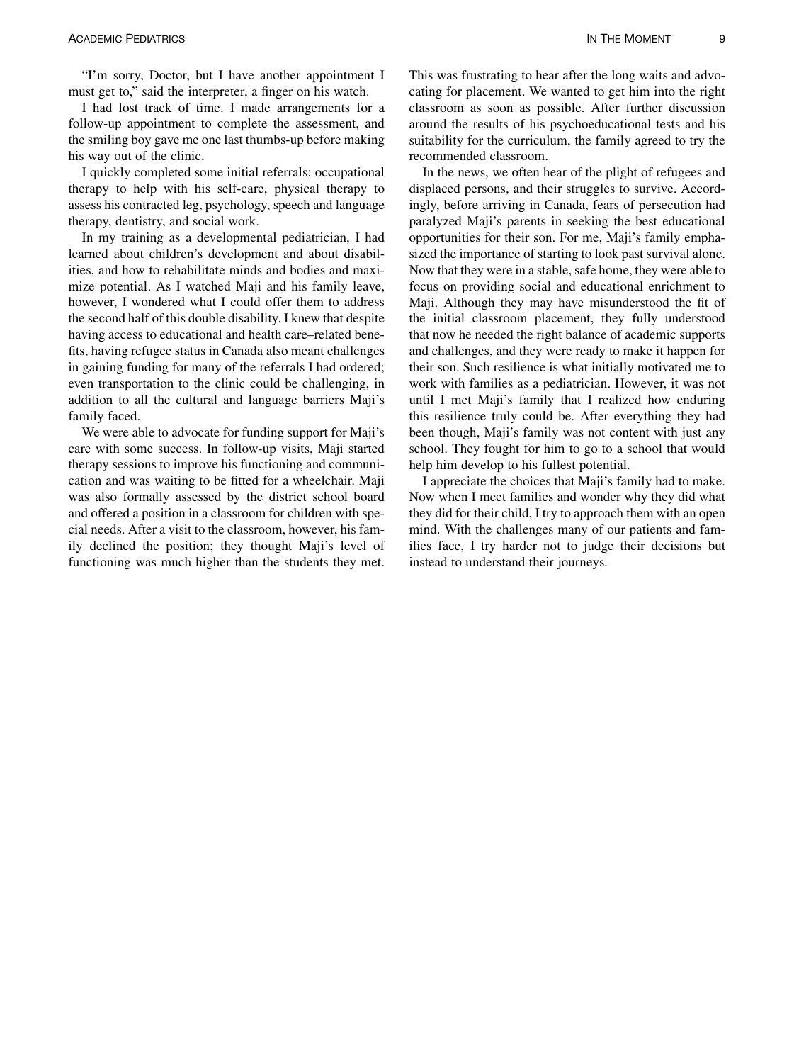"I'm sorry, Doctor, but I have another appointment I must get to," said the interpreter, a finger on his watch.

I had lost track of time. I made arrangements for a follow-up appointment to complete the assessment, and the smiling boy gave me one last thumbs-up before making his way out of the clinic.

I quickly completed some initial referrals: occupational therapy to help with his self-care, physical therapy to assess his contracted leg, psychology, speech and language therapy, dentistry, and social work.

In my training as a developmental pediatrician, I had learned about children's development and about disabilities, and how to rehabilitate minds and bodies and maximize potential. As I watched Maji and his family leave, however, I wondered what I could offer them to address the second half of this double disability. I knew that despite having access to educational and health care–related benefits, having refugee status in Canada also meant challenges in gaining funding for many of the referrals I had ordered; even transportation to the clinic could be challenging, in addition to all the cultural and language barriers Maji's family faced.

We were able to advocate for funding support for Maji's care with some success. In follow-up visits, Maji started therapy sessions to improve his functioning and communication and was waiting to be fitted for a wheelchair. Maji was also formally assessed by the district school board and offered a position in a classroom for children with special needs. After a visit to the classroom, however, his family declined the position; they thought Maji's level of functioning was much higher than the students they met. This was frustrating to hear after the long waits and advocating for placement. We wanted to get him into the right classroom as soon as possible. After further discussion around the results of his psychoeducational tests and his suitability for the curriculum, the family agreed to try the recommended classroom.

In the news, we often hear of the plight of refugees and displaced persons, and their struggles to survive. Accordingly, before arriving in Canada, fears of persecution had paralyzed Maji's parents in seeking the best educational opportunities for their son. For me, Maji's family emphasized the importance of starting to look past survival alone. Now that they were in a stable, safe home, they were able to focus on providing social and educational enrichment to Maji. Although they may have misunderstood the fit of the initial classroom placement, they fully understood that now he needed the right balance of academic supports and challenges, and they were ready to make it happen for their son. Such resilience is what initially motivated me to work with families as a pediatrician. However, it was not until I met Maji's family that I realized how enduring this resilience truly could be. After everything they had been though, Maji's family was not content with just any school. They fought for him to go to a school that would help him develop to his fullest potential.

I appreciate the choices that Maji's family had to make. Now when I meet families and wonder why they did what they did for their child, I try to approach them with an open mind. With the challenges many of our patients and families face, I try harder not to judge their decisions but instead to understand their journeys.